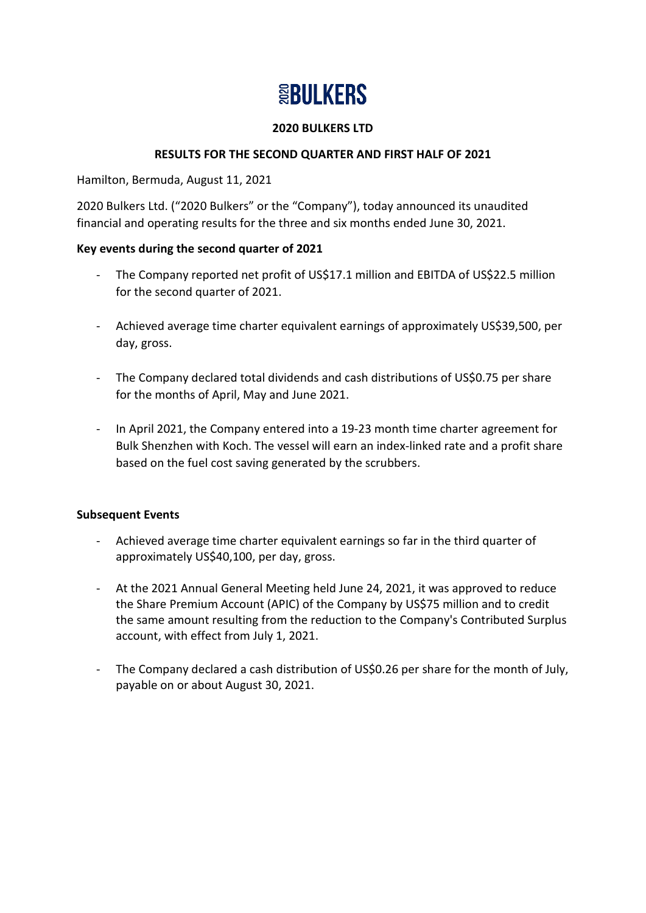# 2020 BULKERS

**2020 BULKERS LTD**

**RESULTS FOR THE SECOND QUARTER AND FIRST HALF OF 2021**

Hamilton, Bermuda, August 11, 2021

2020 Bulkers Ltd. ("2020 Bulkers" or the "Company"), today announced its unaudited financial and operating results for the three and six months ended June 30, 2021.

**Key events during the second quarter of 2021**

- The Company reported net profit of US$17.1 million and EBITDA of US$22.5 million for the second quarter of 2021.
- Achieved average time charter equivalent earnings of approximately US$39,500, per day, gross.
- The Company declared total dividends and cash distributions of US$0.75 per share for the months of April, May and June 2021.
- In April 2021, the Company entered into a 19-23 month time charter agreement for Bulk Shenzhen with Koch. The vessel will earn an index-linked rate and a profit share based on the fuel cost saving generated by the scrubbers.

**Subsequent Events**

- Achieved average time charter equivalent earnings so far in the third quarter of approximately US$40,100, per day, gross.
- At the 2021 Annual General Meeting held June 24, 2021, it was approved to reduce the Share Premium Account (APIC) of the Company by US$75 million and to credit the same amount resulting from the reduction to the Company's Contributed Surplus account, with effect from July 1, 2021.
- The Company declared a cash distribution of US$0.26 per share for the month of July, payable on or about August 30, 2021.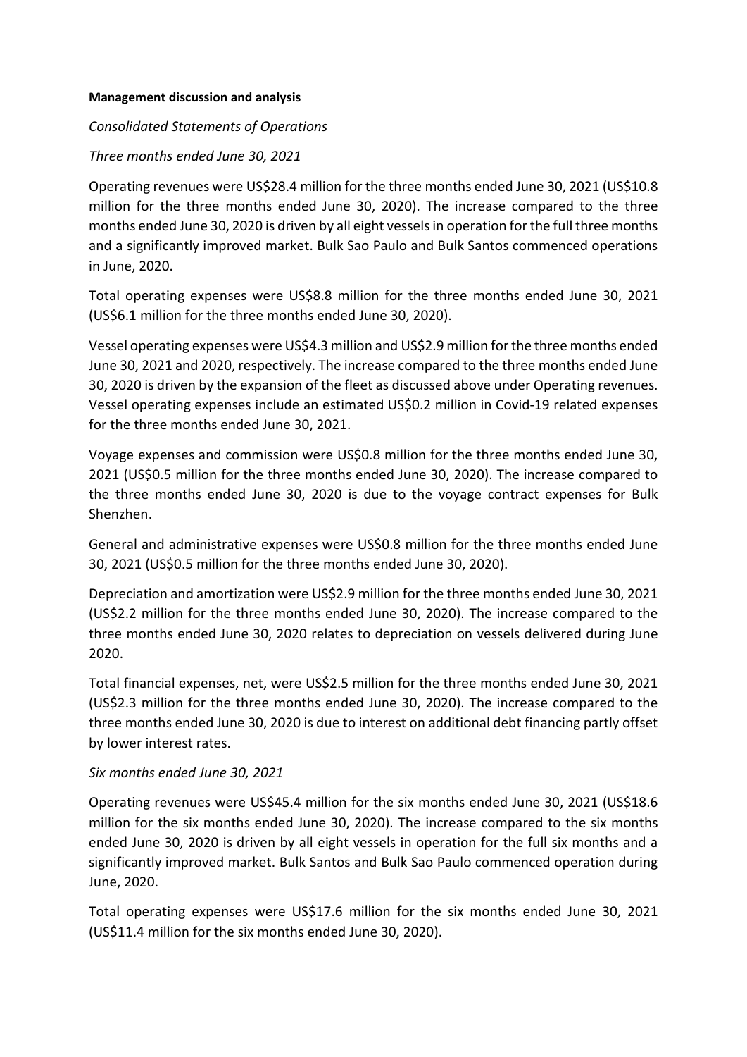**Management discussion and analysis**

*Consolidated Statements of Operations*

*Three months ended June 30, 2021*

Operating revenues were US$28.4 million for the three months ended June 30, 2021 (US$10.8 million for the three months ended June 30, 2020). The increase compared to the three months ended June 30, 2020 is driven by all eight vessels in operation for the full three months and a significantly improved market. Bulk Sao Paulo and Bulk Santos commenced operations in June, 2020.

Total operating expenses were US$8.8 million for the three months ended June 30, 2021 (US$6.1 million for the three months ended June 30, 2020).

Vessel operating expenses were US$4.3 million and US$2.9 million for the three months ended June 30, 2021 and 2020, respectively. The increase compared to the three months ended June 30, 2020 is driven by the expansion of the fleet as discussed above under Operating revenues. Vessel operating expenses include an estimated US$0.2 million in Covid-19 related expenses for the three months ended June 30, 2021.

Voyage expenses and commission were US$0.8 million for the three months ended June 30, 2021 (US$0.5 million for the three months ended June 30, 2020). The increase compared to the three months ended June 30, 2020 is due to the voyage contract expenses for Bulk Shenzhen.

General and administrative expenses were US$0.8 million for the three months ended June 30, 2021 (US$0.5 million for the three months ended June 30, 2020).

Depreciation and amortization were US$2.9 million for the three months ended June 30, 2021 (US$2.2 million for the three months ended June 30, 2020). The increase compared to the three months ended June 30, 2020 relates to depreciation on vessels delivered during June 2020.

Total financial expenses, net, were US$2.5 million for the three months ended June 30, 2021 (US$2.3 million for the three months ended June 30, 2020). The increase compared to the three months ended June 30, 2020 is due to interest on additional debt financing partly offset by lower interest rates.

*Six months ended June 30, 2021*

Operating revenues were US$45.4 million for the six months ended June 30, 2021 (US$18.6 million for the six months ended June 30, 2020). The increase compared to the six months ended June 30, 2020 is driven by all eight vessels in operation for the full six months and a significantly improved market. Bulk Santos and Bulk Sao Paulo commenced operation during June, 2020.

Total operating expenses were US$17.6 million for the six months ended June 30, 2021 (US$11.4 million for the six months ended June 30, 2020).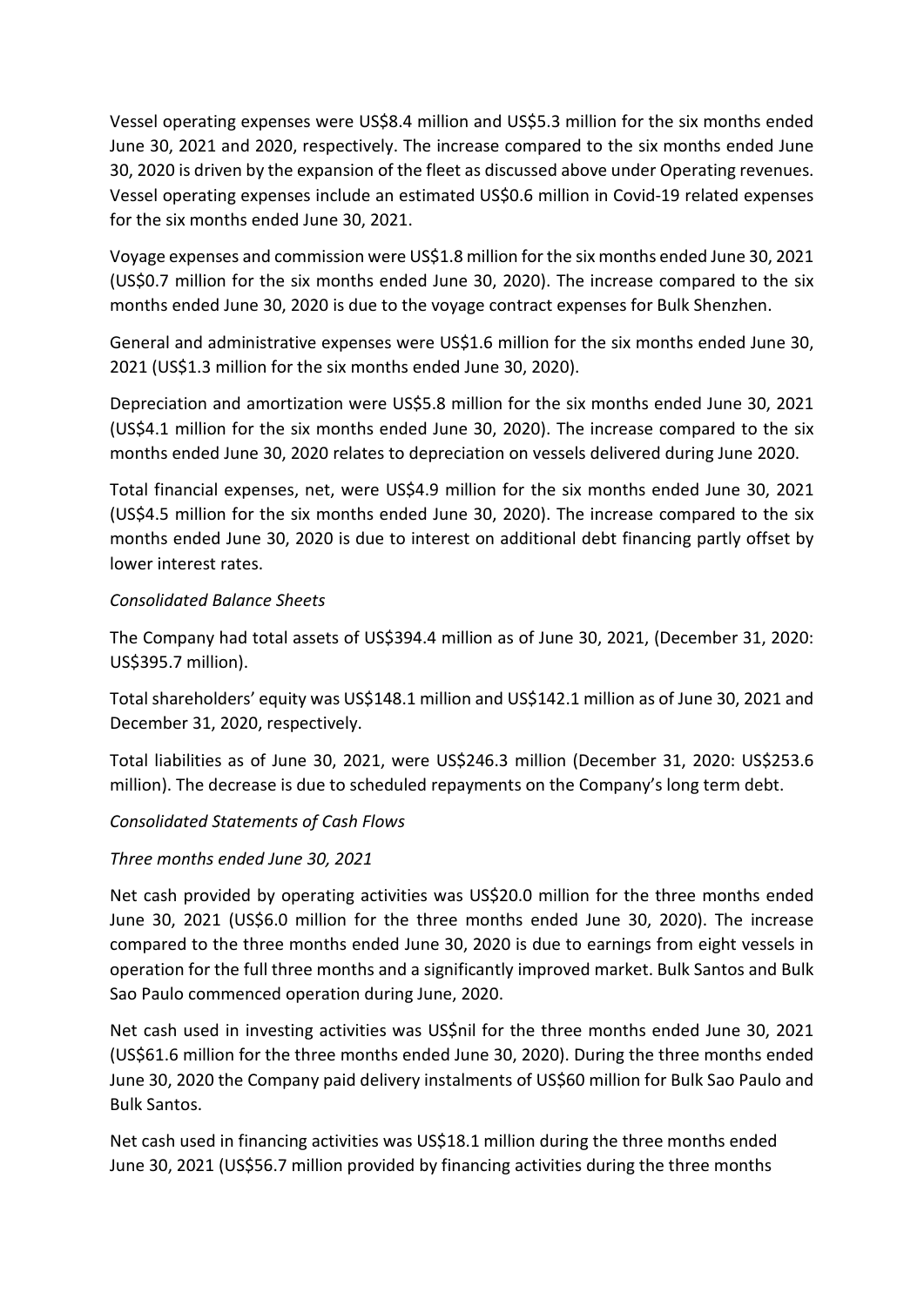Vessel operating expenses were US$8.4 million and US$5.3 million for the six months ended June 30, 2021 and 2020, respectively. The increase compared to the six months ended June 30, 2020 is driven by the expansion of the fleet as discussed above under Operating revenues. Vessel operating expenses include an estimated US$0.6 million in Covid-19 related expenses for the six months ended June 30, 2021.

Voyage expenses and commission were US$1.8 million for the six months ended June 30, 2021 (US$0.7 million for the six months ended June 30, 2020). The increase compared to the six months ended June 30, 2020 is due to the voyage contract expenses for Bulk Shenzhen.

General and administrative expenses were US$1.6 million for the six months ended June 30, 2021 (US$1.3 million for the six months ended June 30, 2020).

Depreciation and amortization were US$5.8 million for the six months ended June 30, 2021 (US$4.1 million for the six months ended June 30, 2020). The increase compared to the six months ended June 30, 2020 relates to depreciation on vessels delivered during June 2020.

Total financial expenses, net, were US$4.9 million for the six months ended June 30, 2021 (US$4.5 million for the six months ended June 30, 2020). The increase compared to the six months ended June 30, 2020 is due to interest on additional debt financing partly offset by lower interest rates.

*Consolidated Balance Sheets*

The Company had total assets of US$394.4 million as of June 30, 2021, (December 31, 2020: US$395.7 million).

Total shareholders' equity was US$148.1 million and US$142.1 million as of June 30, 2021 and December 31, 2020, respectively.

Total liabilities as of June 30, 2021, were US$246.3 million (December 31, 2020: US$253.6 million). The decrease is due to scheduled repayments on the Company's long term debt.

*Consolidated Statements of Cash Flows*

*Three months ended June 30, 2021*

Net cash provided by operating activities was US$20.0 million for the three months ended June 30, 2021 (US$6.0 million for the three months ended June 30, 2020). The increase compared to the three months ended June 30, 2020 is due to earnings from eight vessels in operation for the full three months and a significantly improved market. Bulk Santos and Bulk Sao Paulo commenced operation during June, 2020.

Net cash used in investing activities was US$nil for the three months ended June 30, 2021 (US$61.6 million for the three months ended June 30, 2020). During the three months ended June 30, 2020 the Company paid delivery instalments of US$60 million for Bulk Sao Paulo and Bulk Santos.

Net cash used in financing activities was US$18.1 million during the three months ended June 30, 2021 (US$56.7 million provided by financing activities during the three months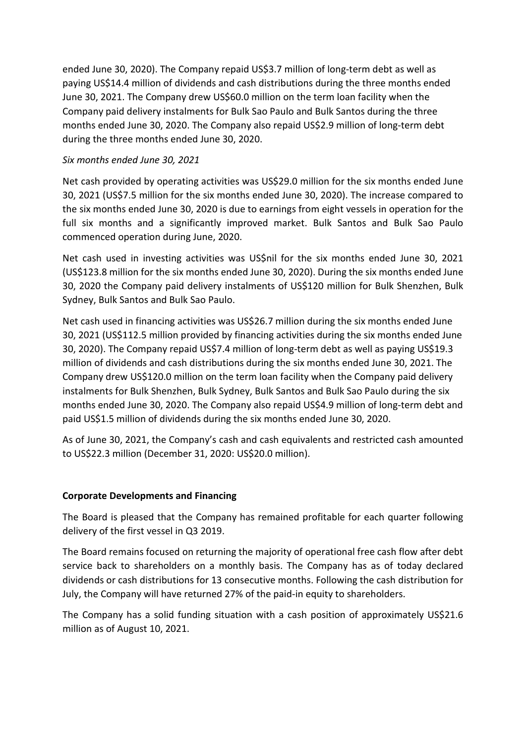ended June 30, 2020). The Company repaid US$3.7 million of long-term debt as well as paying US$14.4 million of dividends and cash distributions during the three months ended June 30, 2021. The Company drew US$60.0 million on the term loan facility when the Company paid delivery instalments for Bulk Sao Paulo and Bulk Santos during the three months ended June 30, 2020. The Company also repaid US$2.9 million of long-term debt during the three months ended June 30, 2020.

*Six months ended June 30, 2021*

Net cash provided by operating activities was US$29.0 million for the six months ended June 30, 2021 (US$7.5 million for the six months ended June 30, 2020). The increase compared to the six months ended June 30, 2020 is due to earnings from eight vessels in operation for the full six months and a significantly improved market. Bulk Santos and Bulk Sao Paulo commenced operation during June, 2020.

Net cash used in investing activities was US$nil for the six months ended June 30, 2021 (US$123.8 million for the six months ended June 30, 2020). During the six months ended June 30, 2020 the Company paid delivery instalments of US$120 million for Bulk Shenzhen, Bulk Sydney, Bulk Santos and Bulk Sao Paulo.

Net cash used in financing activities was US$26.7 million during the six months ended June 30, 2021 (US$112.5 million provided by financing activities during the six months ended June 30, 2020). The Company repaid US$7.4 million of long-term debt as well as paying US$19.3 million of dividends and cash distributions during the six months ended June 30, 2021. The Company drew US$120.0 million on the term loan facility when the Company paid delivery instalments for Bulk Shenzhen, Bulk Sydney, Bulk Santos and Bulk Sao Paulo during the six months ended June 30, 2020. The Company also repaid US$4.9 million of long-term debt and paid US$1.5 million of dividends during the six months ended June 30, 2020.

As of June 30, 2021, the Company's cash and cash equivalents and restricted cash amounted to US$22.3 million (December 31, 2020: US$20.0 million).

**Corporate Developments and Financing**

The Board is pleased that the Company has remained profitable for each quarter following delivery of the first vessel in Q3 2019.

The Board remains focused on returning the majority of operational free cash flow after debt service back to shareholders on a monthly basis. The Company has as of today declared dividends or cash distributions for 13 consecutive months. Following the cash distribution for July, the Company will have returned 27% of the paid-in equity to shareholders.

The Company has a solid funding situation with a cash position of approximately US$21.6 million as of August 10, 2021.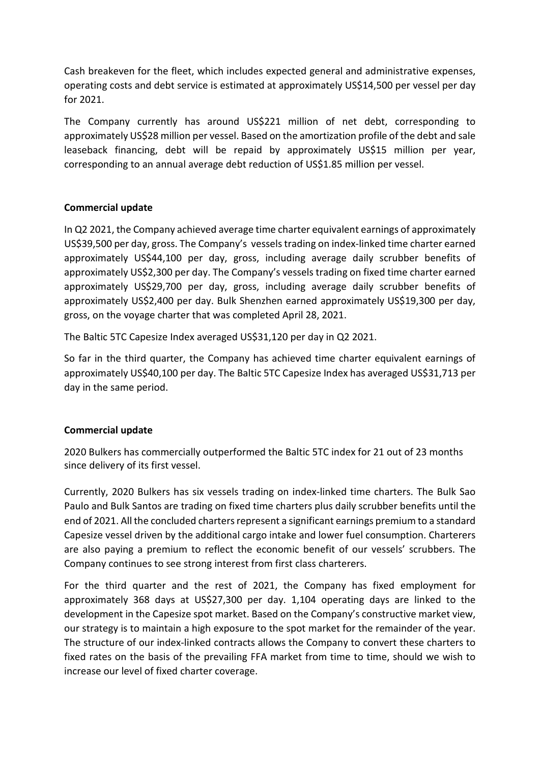Cash breakeven for the fleet, which includes expected general and administrative expenses, operating costs and debt service is estimated at approximately US$14,500 per vessel per day for 2021.

The Company currently has around US$221 million of net debt, corresponding to approximately US$28 million per vessel. Based on the amortization profile of the debt and sale leaseback financing, debt will be repaid by approximately US$15 million per year, corresponding to an annual average debt reduction of US$1.85 million per vessel.

**Commercial update**

In Q2 2021, the Company achieved average time charter equivalent earnings of approximately US$39,500 per day, gross. The Company's vessels trading on index-linked time charter earned approximately US$44,100 per day, gross, including average daily scrubber benefits of approximately US$2,300 per day. The Company's vessels trading on fixed time charter earned approximately US$29,700 per day, gross, including average daily scrubber benefits of approximately US$2,400 per day. Bulk Shenzhen earned approximately US$19,300 per day, gross, on the voyage charter that was completed April 28, 2021.

The Baltic 5TC Capesize Index averaged US$31,120 per day in Q2 2021.

So far in the third quarter, the Company has achieved time charter equivalent earnings of approximately US$40,100 per day. The Baltic 5TC Capesize Index has averaged US$31,713 per day in the same period.

**Commercial update**

2020 Bulkers has commercially outperformed the Baltic 5TC index for 21 out of 23 months since delivery of its first vessel.

Currently, 2020 Bulkers has six vessels trading on index-linked time charters. The Bulk Sao Paulo and Bulk Santos are trading on fixed time charters plus daily scrubber benefits until the end of 2021. All the concluded charters represent a significant earnings premium to a standard Capesize vessel driven by the additional cargo intake and lower fuel consumption. Charterers are also paying a premium to reflect the economic benefit of our vessels' scrubbers. The Company continues to see strong interest from first class charterers.

For the third quarter and the rest of 2021, the Company has fixed employment for approximately 368 days at US$27,300 per day. 1,104 operating days are linked to the development in the Capesize spot market. Based on the Company's constructive market view, our strategy is to maintain a high exposure to the spot market for the remainder of the year. The structure of our index-linked contracts allows the Company to convert these charters to fixed rates on the basis of the prevailing FFA market from time to time, should we wish to increase our level of fixed charter coverage.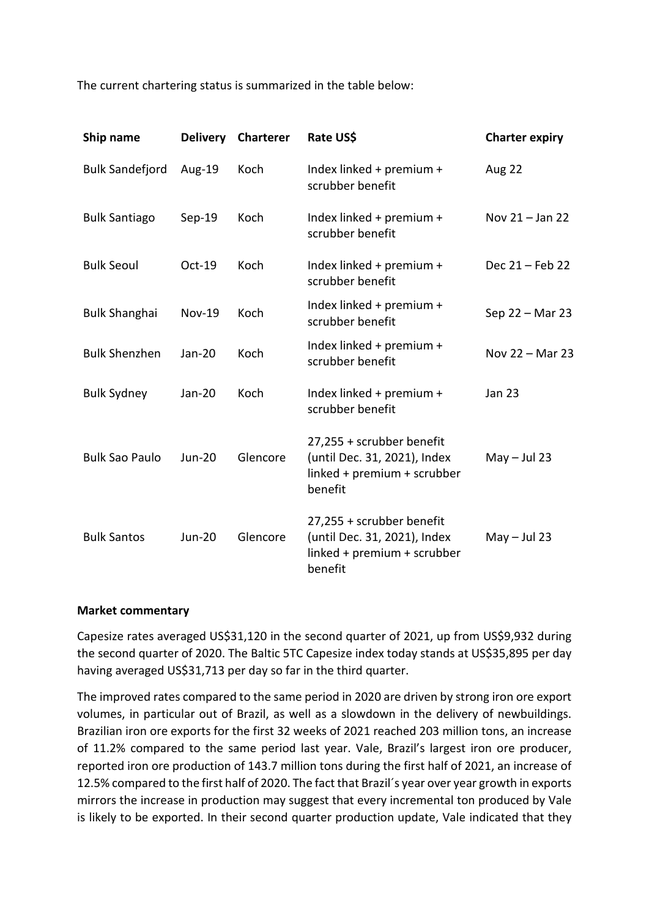The current chartering status is summarized in the table below:

| Ship name | Delivery | Charterer | Rate US$ | Charter expiry |
|---|---|---|---|---|
| Bulk Sandefjord | Aug-19 | Koch | Index linked + premium + scrubber benefit | Aug 22 |
| Bulk Santiago | Sep-19 | Koch | Index linked + premium + scrubber benefit | Nov 21 – Jan 22 |
| Bulk Seoul | Oct-19 | Koch | Index linked + premium + scrubber benefit | Dec 21 – Feb 22 |
| Bulk Shanghai | Nov-19 | Koch | Index linked + premium + scrubber benefit | Sep 22 – Mar 23 |
| Bulk Shenzhen | Jan-20 | Koch | Index linked + premium + scrubber benefit | Nov 22 – Mar 23 |
| Bulk Sydney | Jan-20 | Koch | Index linked + premium + scrubber benefit | Jan 23 |
| Bulk Sao Paulo | Jun-20 | Glencore | 27,255 + scrubber benefit (until Dec. 31, 2021), Index linked + premium + scrubber benefit | May – Jul 23 |
| Bulk Santos | Jun-20 | Glencore | 27,255 + scrubber benefit (until Dec. 31, 2021), Index linked + premium + scrubber benefit | May – Jul 23 |

**Market commentary**

Capesize rates averaged US$31,120 in the second quarter of 2021, up from US$9,932 during the second quarter of 2020. The Baltic 5TC Capesize index today stands at US$35,895 per day having averaged US$31,713 per day so far in the third quarter.

The improved rates compared to the same period in 2020 are driven by strong iron ore export volumes, in particular out of Brazil, as well as a slowdown in the delivery of newbuildings. Brazilian iron ore exports for the first 32 weeks of 2021 reached 203 million tons, an increase of 11.2% compared to the same period last year. Vale, Brazil's largest iron ore producer, reported iron ore production of 143.7 million tons during the first half of 2021, an increase of 12.5% compared to the first half of 2020. The fact that Brazil´s year over year growth in exports mirrors the increase in production may suggest that every incremental ton produced by Vale is likely to be exported. In their second quarter production update, Vale indicated that they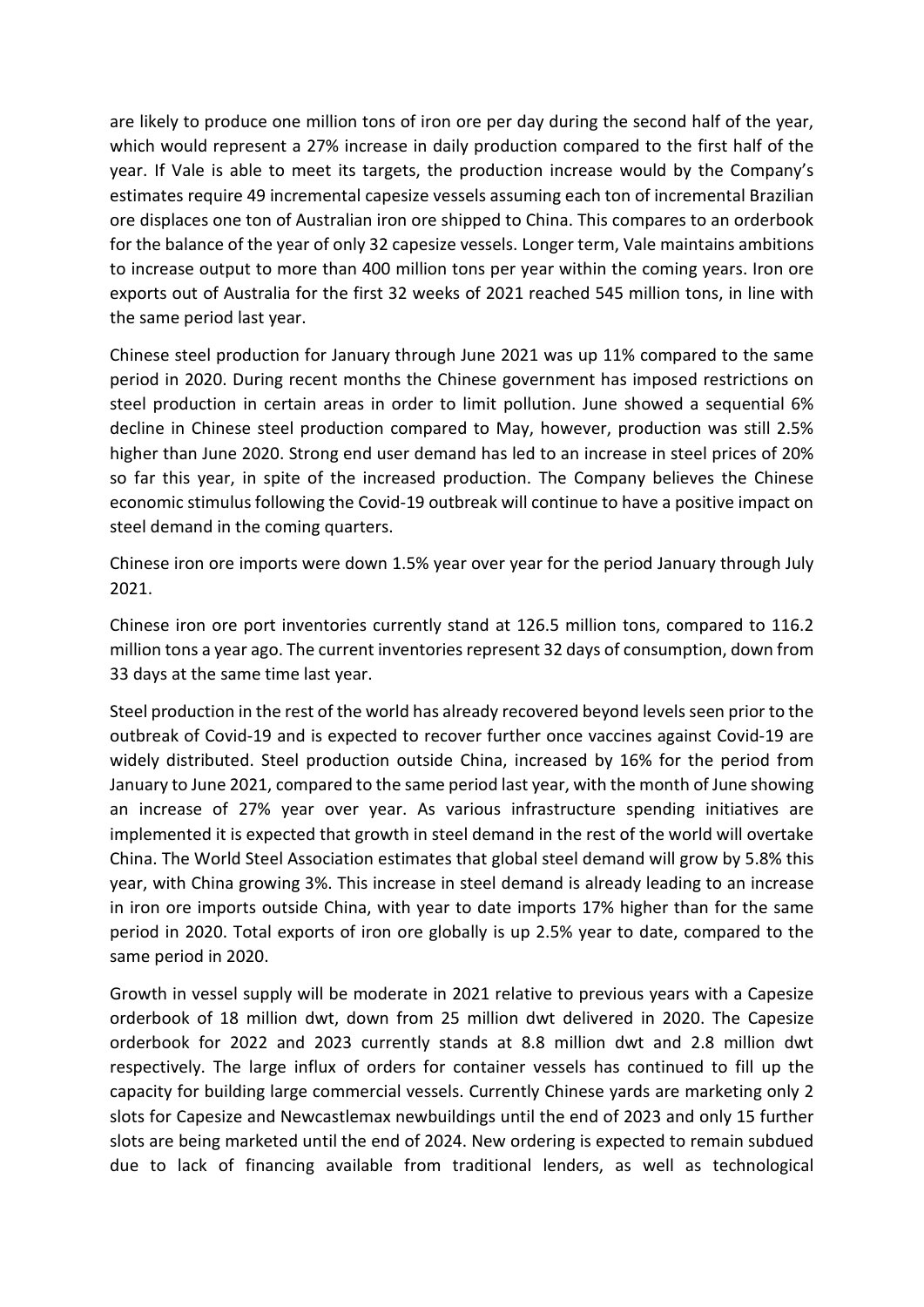are likely to produce one million tons of iron ore per day during the second half of the year, which would represent a 27% increase in daily production compared to the first half of the year. If Vale is able to meet its targets, the production increase would by the Company's estimates require 49 incremental capesize vessels assuming each ton of incremental Brazilian ore displaces one ton of Australian iron ore shipped to China. This compares to an orderbook for the balance of the year of only 32 capesize vessels. Longer term, Vale maintains ambitions to increase output to more than 400 million tons per year within the coming years. Iron ore exports out of Australia for the first 32 weeks of 2021 reached 545 million tons, in line with the same period last year.

Chinese steel production for January through June 2021 was up 11% compared to the same period in 2020. During recent months the Chinese government has imposed restrictions on steel production in certain areas in order to limit pollution. June showed a sequential 6% decline in Chinese steel production compared to May, however, production was still 2.5% higher than June 2020. Strong end user demand has led to an increase in steel prices of 20% so far this year, in spite of the increased production. The Company believes the Chinese economic stimulus following the Covid-19 outbreak will continue to have a positive impact on steel demand in the coming quarters.

Chinese iron ore imports were down 1.5% year over year for the period January through July 2021.

Chinese iron ore port inventories currently stand at 126.5 million tons, compared to 116.2 million tons a year ago. The current inventories represent 32 days of consumption, down from 33 days at the same time last year.

Steel production in the rest of the world has already recovered beyond levels seen prior to the outbreak of Covid-19 and is expected to recover further once vaccines against Covid-19 are widely distributed. Steel production outside China, increased by 16% for the period from January to June 2021, compared to the same period last year, with the month of June showing an increase of 27% year over year. As various infrastructure spending initiatives are implemented it is expected that growth in steel demand in the rest of the world will overtake China. The World Steel Association estimates that global steel demand will grow by 5.8% this year, with China growing 3%. This increase in steel demand is already leading to an increase in iron ore imports outside China, with year to date imports 17% higher than for the same period in 2020. Total exports of iron ore globally is up 2.5% year to date, compared to the same period in 2020.

Growth in vessel supply will be moderate in 2021 relative to previous years with a Capesize orderbook of 18 million dwt, down from 25 million dwt delivered in 2020. The Capesize orderbook for 2022 and 2023 currently stands at 8.8 million dwt and 2.8 million dwt respectively. The large influx of orders for container vessels has continued to fill up the capacity for building large commercial vessels. Currently Chinese yards are marketing only 2 slots for Capesize and Newcastlemax newbuildings until the end of 2023 and only 15 further slots are being marketed until the end of 2024. New ordering is expected to remain subdued due to lack of financing available from traditional lenders, as well as technological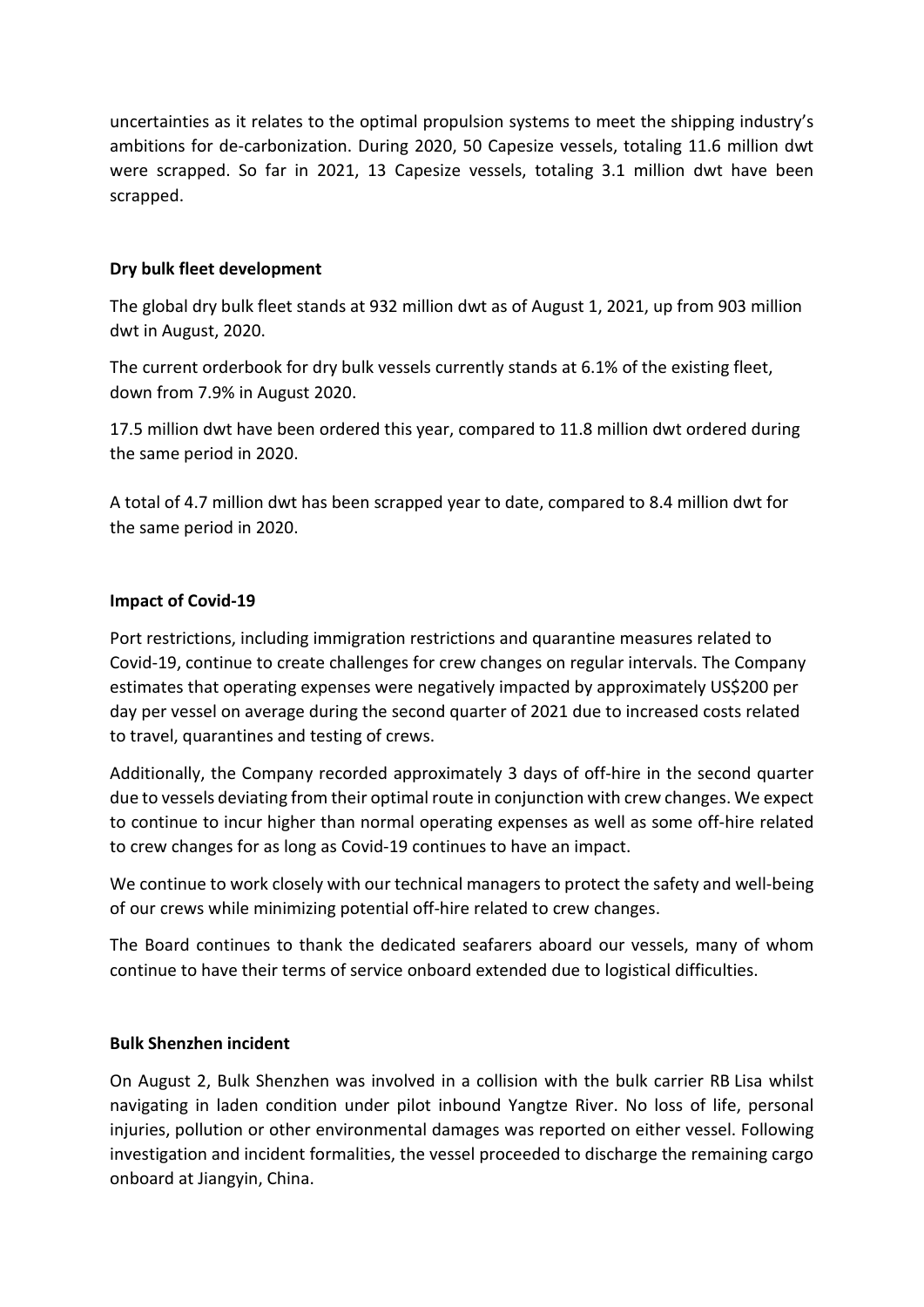uncertainties as it relates to the optimal propulsion systems to meet the shipping industry's ambitions for de-carbonization. During 2020, 50 Capesize vessels, totaling 11.6 million dwt were scrapped. So far in 2021, 13 Capesize vessels, totaling 3.1 million dwt have been scrapped.

**Dry bulk fleet development**

The global dry bulk fleet stands at 932 million dwt as of August 1, 2021, up from 903 million dwt in August, 2020.

The current orderbook for dry bulk vessels currently stands at 6.1% of the existing fleet, down from 7.9% in August 2020.

17.5 million dwt have been ordered this year, compared to 11.8 million dwt ordered during the same period in 2020.

A total of 4.7 million dwt has been scrapped year to date, compared to 8.4 million dwt for the same period in 2020.

**Impact of Covid-19**

Port restrictions, including immigration restrictions and quarantine measures related to Covid-19, continue to create challenges for crew changes on regular intervals. The Company estimates that operating expenses were negatively impacted by approximately US$200 per day per vessel on average during the second quarter of 2021 due to increased costs related to travel, quarantines and testing of crews.

Additionally, the Company recorded approximately 3 days of off-hire in the second quarter due to vessels deviating from their optimal route in conjunction with crew changes. We expect to continue to incur higher than normal operating expenses as well as some off-hire related to crew changes for as long as Covid-19 continues to have an impact.

We continue to work closely with our technical managers to protect the safety and well-being of our crews while minimizing potential off-hire related to crew changes.

The Board continues to thank the dedicated seafarers aboard our vessels, many of whom continue to have their terms of service onboard extended due to logistical difficulties.

**Bulk Shenzhen incident**

On August 2, Bulk Shenzhen was involved in a collision with the bulk carrier RB Lisa whilst navigating in laden condition under pilot inbound Yangtze River. No loss of life, personal injuries, pollution or other environmental damages was reported on either vessel. Following investigation and incident formalities, the vessel proceeded to discharge the remaining cargo onboard at Jiangyin, China.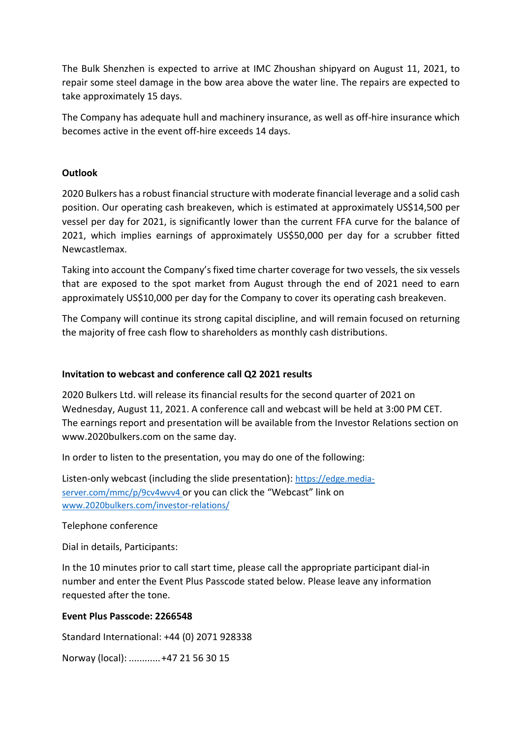The Bulk Shenzhen is expected to arrive at IMC Zhoushan shipyard on August 11, 2021, to repair some steel damage in the bow area above the water line. The repairs are expected to take approximately 15 days.

The Company has adequate hull and machinery insurance, as well as off-hire insurance which becomes active in the event off-hire exceeds 14 days.

**Outlook**

2020 Bulkers has a robust financial structure with moderate financial leverage and a solid cash position. Our operating cash breakeven, which is estimated at approximately US$14,500 per vessel per day for 2021, is significantly lower than the current FFA curve for the balance of 2021, which implies earnings of approximately US$50,000 per day for a scrubber fitted Newcastlemax.

Taking into account the Company's fixed time charter coverage for two vessels, the six vessels that are exposed to the spot market from August through the end of 2021 need to earn approximately US$10,000 per day for the Company to cover its operating cash breakeven.

The Company will continue its strong capital discipline, and will remain focused on returning the majority of free cash flow to shareholders as monthly cash distributions.

**Invitation to webcast and conference call Q2 2021 results**

2020 Bulkers Ltd. will release its financial results for the second quarter of 2021 on Wednesday, August 11, 2021. A conference call and webcast will be held at 3:00 PM CET. The earnings report and presentation will be available from the Investor Relations section on www.2020bulkers.com on the same day.

In order to listen to the presentation, you may do one of the following:

Listen-only webcast (including the slide presentation): [https://edge.media-server.com/mmc/p/9cv4wvv4](https://edge.media-server.com/mmc/p/9cv4wvv4) or you can click the "Webcast" link on [www.2020bulkers.com/investor-relations/](www.2020bulkers.com/investor-relations/)

Telephone conference

Dial in details, Participants:

In the 10 minutes prior to call start time, please call the appropriate participant dial-in number and enter the Event Plus Passcode stated below. Please leave any information requested after the tone.

**Event Plus Passcode: 2266548**

Standard International: +44 (0) 2071 928338

Norway (local): ............+47 21 56 30 15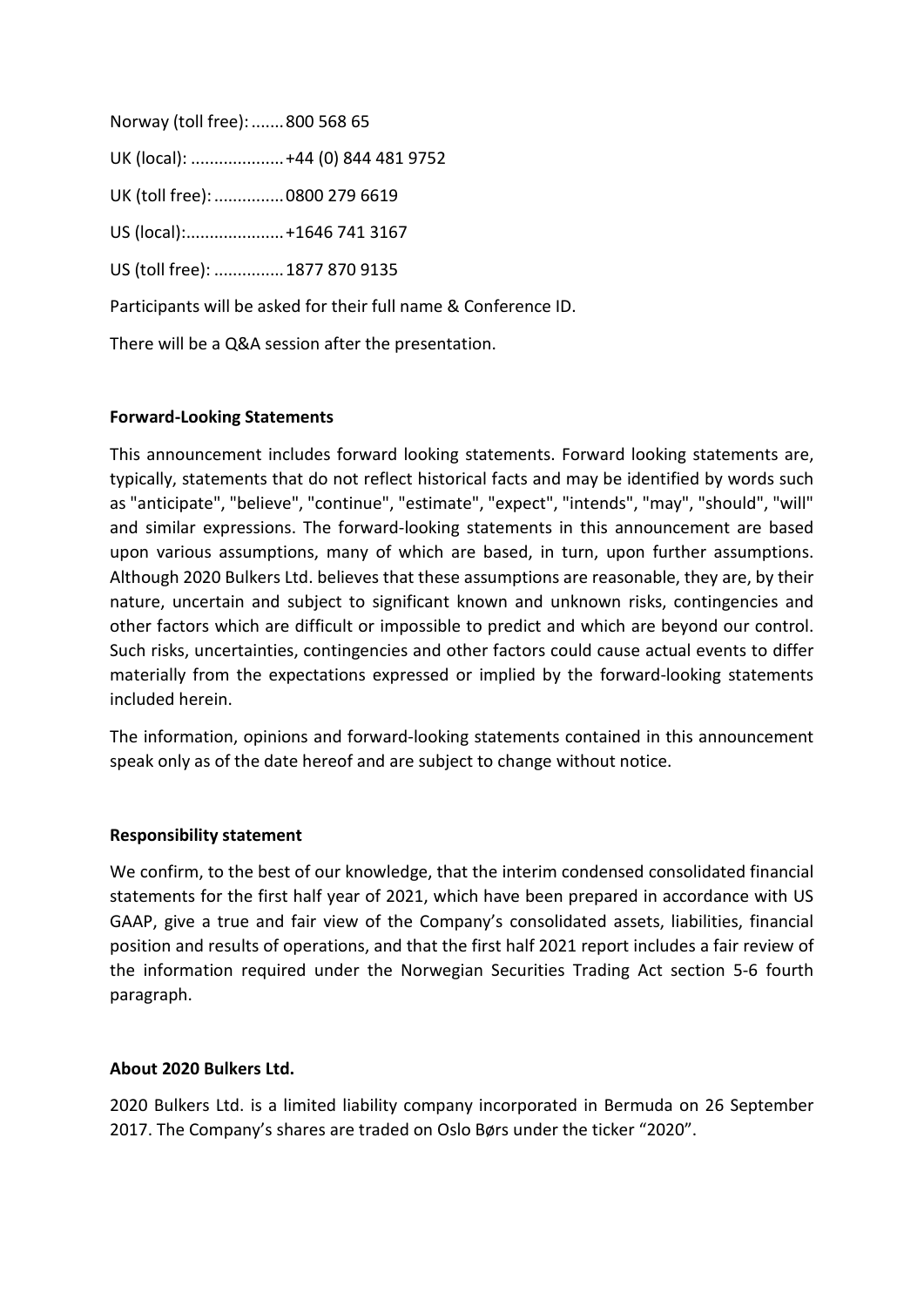Norway (toll free): ....... 800 568 65

UK (local): .................... +44 (0) 844 481 9752

UK (toll free): .............. 0800 279 6619

US (local):..................... +1646 741 3167

US (toll free): .............. 1877 870 9135

Participants will be asked for their full name & Conference ID.

There will be a Q&A session after the presentation.

**Forward-Looking Statements**

This announcement includes forward looking statements. Forward looking statements are, typically, statements that do not reflect historical facts and may be identified by words such as "anticipate", "believe", "continue", "estimate", "expect", "intends", "may", "should", "will" and similar expressions. The forward-looking statements in this announcement are based upon various assumptions, many of which are based, in turn, upon further assumptions. Although 2020 Bulkers Ltd. believes that these assumptions are reasonable, they are, by their nature, uncertain and subject to significant known and unknown risks, contingencies and other factors which are difficult or impossible to predict and which are beyond our control. Such risks, uncertainties, contingencies and other factors could cause actual events to differ materially from the expectations expressed or implied by the forward-looking statements included herein.

The information, opinions and forward-looking statements contained in this announcement speak only as of the date hereof and are subject to change without notice.

**Responsibility statement**

We confirm, to the best of our knowledge, that the interim condensed consolidated financial statements for the first half year of 2021, which have been prepared in accordance with US GAAP, give a true and fair view of the Company's consolidated assets, liabilities, financial position and results of operations, and that the first half 2021 report includes a fair review of the information required under the Norwegian Securities Trading Act section 5-6 fourth paragraph.

**About 2020 Bulkers Ltd.**

2020 Bulkers Ltd. is a limited liability company incorporated in Bermuda on 26 September 2017. The Company's shares are traded on Oslo Børs under the ticker "2020".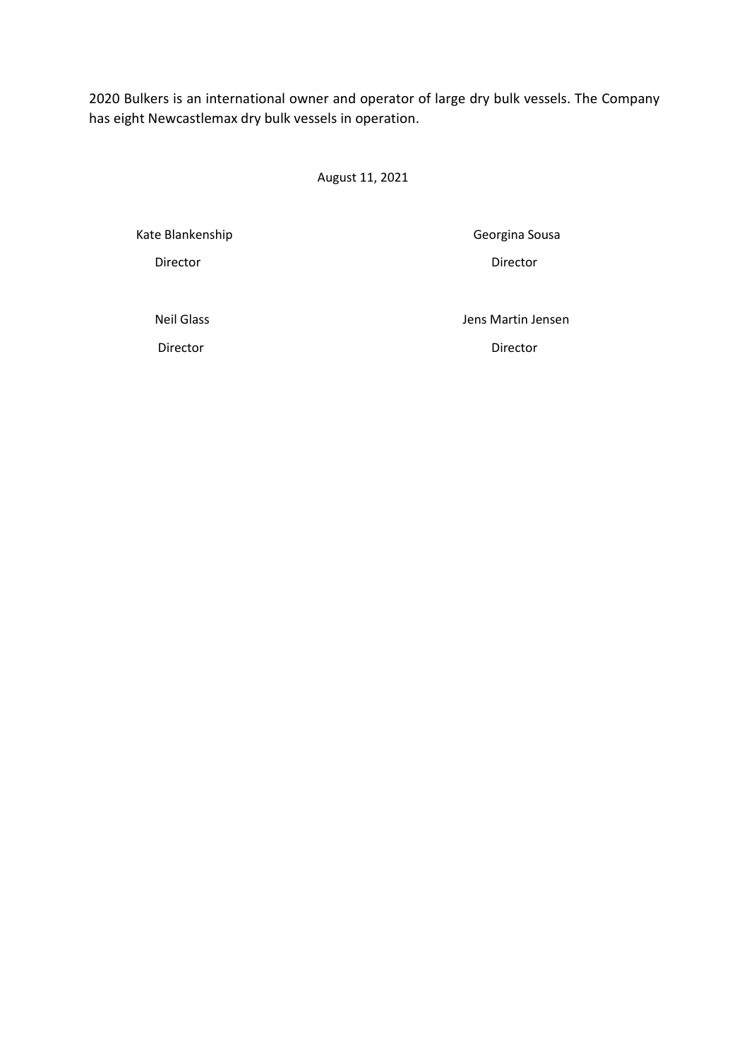2020 Bulkers is an international owner and operator of large dry bulk vessels. The Company has eight Newcastlemax dry bulk vessels in operation.

August 11, 2021

Kate Blankenship
Director

Georgina Sousa
Director

Neil Glass
Director

Jens Martin Jensen
Director